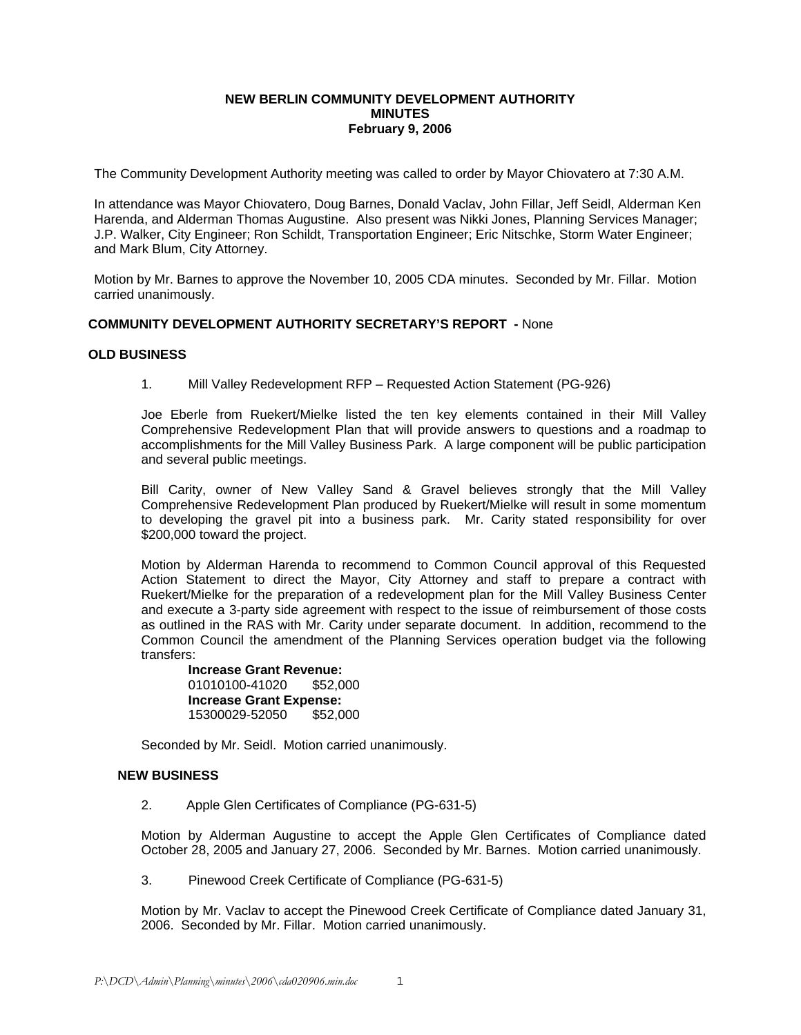# NEW BERLIN COMMUNITY DEVELOPMENT AUTHORITY
## MINUTES
### February 9, 2006

The Community Development Authority meeting was called to order by Mayor Chiovatero at 7:30 A.M.

In attendance was Mayor Chiovatero, Doug Barnes, Donald Vaclav, John Fillar, Jeff Seidl, Alderman Ken Harenda, and Alderman Thomas Augustine. Also present was Nikki Jones, Planning Services Manager; J.P. Walker, City Engineer; Ron Schildt, Transportation Engineer; Eric Nitschke, Storm Water Engineer; and Mark Blum, City Attorney.

Motion by Mr. Barnes to approve the November 10, 2005 CDA minutes. Seconded by Mr. Fillar. Motion carried unanimously.

**COMMUNITY DEVELOPMENT AUTHORITY SECRETARY'S REPORT -** None

**OLD BUSINESS**

1. Mill Valley Redevelopment RFP – Requested Action Statement (PG-926)

Joe Eberle from Ruekert/Mielke listed the ten key elements contained in their Mill Valley Comprehensive Redevelopment Plan that will provide answers to questions and a roadmap to accomplishments for the Mill Valley Business Park. A large component will be public participation and several public meetings.

Bill Carity, owner of New Valley Sand & Gravel believes strongly that the Mill Valley Comprehensive Redevelopment Plan produced by Ruekert/Mielke will result in some momentum to developing the gravel pit into a business park. Mr. Carity stated responsibility for over $200,000 toward the project.

Motion by Alderman Harenda to recommend to Common Council approval of this Requested Action Statement to direct the Mayor, City Attorney and staff to prepare a contract with Ruekert/Mielke for the preparation of a redevelopment plan for the Mill Valley Business Center and execute a 3-party side agreement with respect to the issue of reimbursement of those costs as outlined in the RAS with Mr. Carity under separate document. In addition, recommend to the Common Council the amendment of the Planning Services operation budget via the following transfers:

**Increase Grant Revenue:**
01010100-41020 $52,000
**Increase Grant Expense:**
15300029-52050 $52,000

Seconded by Mr. Seidl. Motion carried unanimously.

**NEW BUSINESS**

2. Apple Glen Certificates of Compliance (PG-631-5)

Motion by Alderman Augustine to accept the Apple Glen Certificates of Compliance dated October 28, 2005 and January 27, 2006. Seconded by Mr. Barnes. Motion carried unanimously.

3. Pinewood Creek Certificate of Compliance (PG-631-5)

Motion by Mr. Vaclav to accept the Pinewood Creek Certificate of Compliance dated January 31, 2006. Seconded by Mr. Fillar. Motion carried unanimously.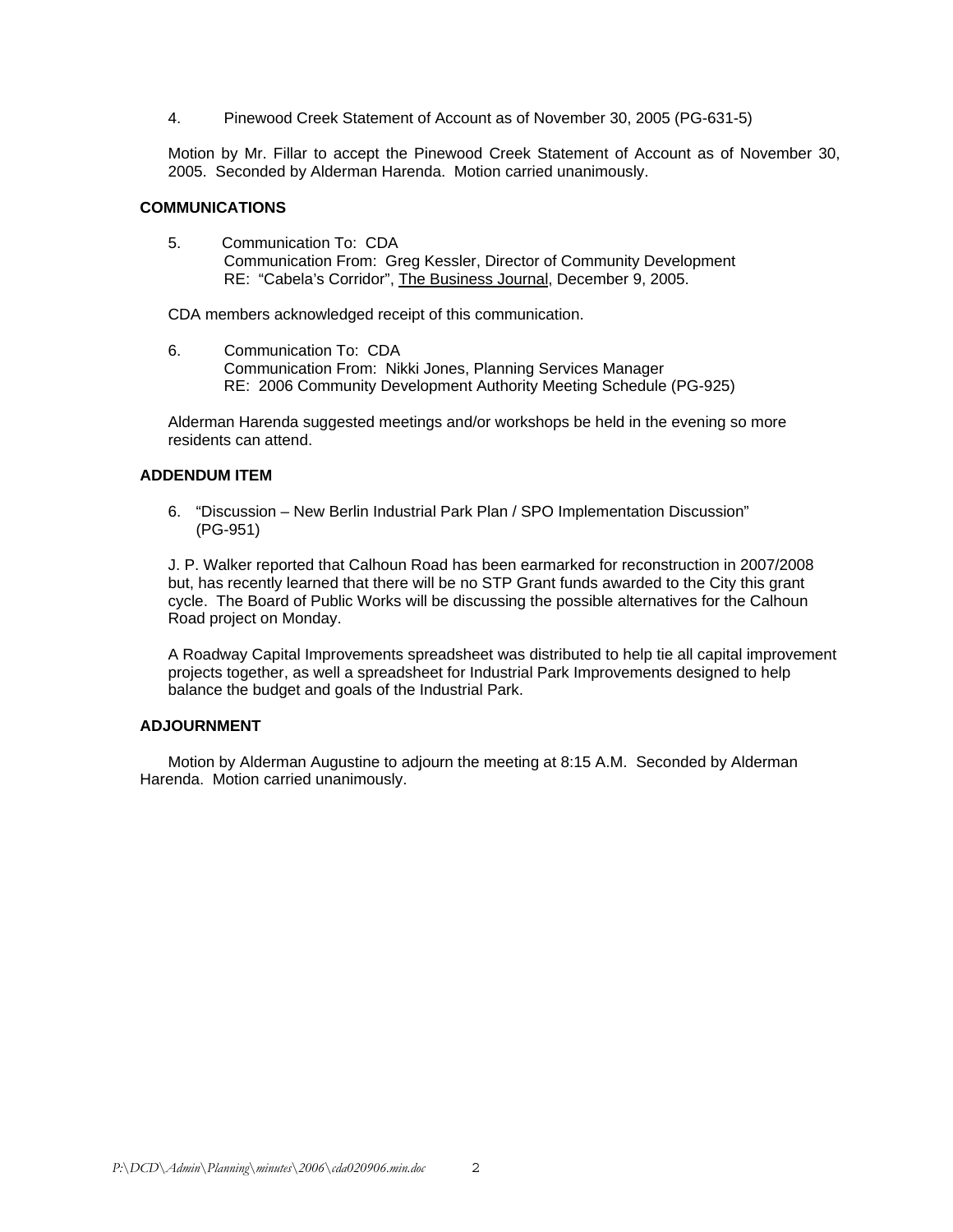4. Pinewood Creek Statement of Account as of November 30, 2005 (PG-631-5)

Motion by Mr. Fillar to accept the Pinewood Creek Statement of Account as of November 30, 2005. Seconded by Alderman Harenda. Motion carried unanimously.

**COMMUNICATIONS**

5. Communication To: CDA
   Communication From: Greg Kessler, Director of Community Development
   RE: "Cabela's Corridor", The Business Journal, December 9, 2005.

CDA members acknowledged receipt of this communication.

6. Communication To: CDA
   Communication From: Nikki Jones, Planning Services Manager
   RE: 2006 Community Development Authority Meeting Schedule (PG-925)

Alderman Harenda suggested meetings and/or workshops be held in the evening so more residents can attend.

**ADDENDUM ITEM**

6. "Discussion – New Berlin Industrial Park Plan / SPO Implementation Discussion" (PG-951)

J. P. Walker reported that Calhoun Road has been earmarked for reconstruction in 2007/2008 but, has recently learned that there will be no STP Grant funds awarded to the City this grant cycle. The Board of Public Works will be discussing the possible alternatives for the Calhoun Road project on Monday.

A Roadway Capital Improvements spreadsheet was distributed to help tie all capital improvement projects together, as well a spreadsheet for Industrial Park Improvements designed to help balance the budget and goals of the Industrial Park.

**ADJOURNMENT**

Motion by Alderman Augustine to adjourn the meeting at 8:15 A.M. Seconded by Alderman Harenda. Motion carried unanimously.

P:\DCD\Admin\Planning\minutes\2006\cda020906.min.doc